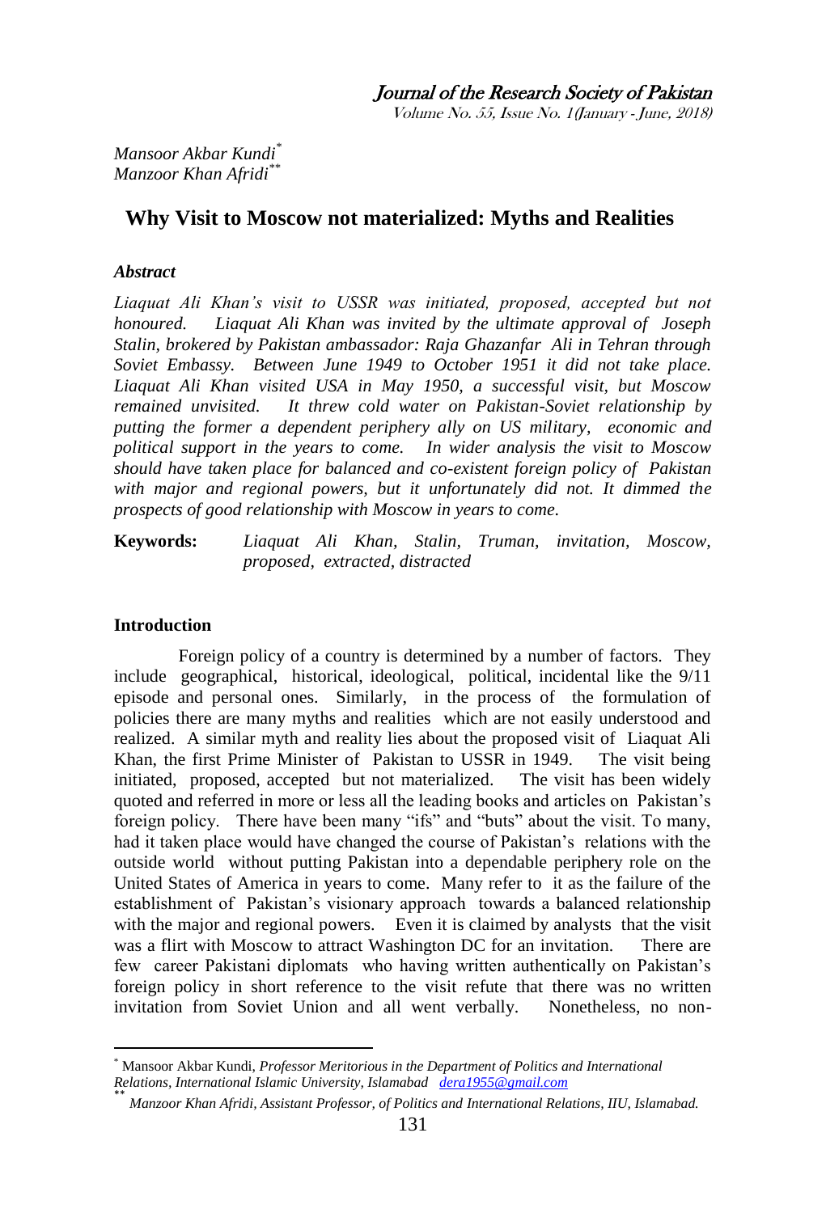*Mansoor Akbar Kundi*[*]
*Manzoor Khan Afridi*[**]

# Why Visit to Moscow not materialized: Myths and Realities

### *Abstract*

*Liaquat Ali Khan's visit to USSR was initiated, proposed, accepted but not honoured. Liaquat Ali Khan was invited by the ultimate approval of Joseph Stalin, brokered by Pakistan ambassador: Raja Ghazanfar Ali in Tehran through Soviet Embassy. Between June 1949 to October 1951 it did not take place. Liaquat Ali Khan visited USA in May 1950, a successful visit, but Moscow remained unvisited. It threw cold water on Pakistan-Soviet relationship by putting the former a dependent periphery ally on US military, economic and political support in the years to come. In wider analysis the visit to Moscow should have taken place for balanced and co-existent foreign policy of Pakistan with major and regional powers, but it unfortunately did not. It dimmed the prospects of good relationship with Moscow in years to come.*

**Keywords:** *Liaquat Ali Khan, Stalin, Truman, invitation, Moscow, proposed, extracted, distracted*

### Introduction

Foreign policy of a country is determined by a number of factors. They include geographical, historical, ideological, political, incidental like the 9/11 episode and personal ones. Similarly, in the process of the formulation of policies there are many myths and realities which are not easily understood and realized. A similar myth and reality lies about the proposed visit of Liaquat Ali Khan, the first Prime Minister of Pakistan to USSR in 1949. The visit being initiated, proposed, accepted but not materialized. The visit has been widely quoted and referred in more or less all the leading books and articles on Pakistan's foreign policy. There have been many "ifs" and "buts" about the visit. To many, had it taken place would have changed the course of Pakistan's relations with the outside world without putting Pakistan into a dependable periphery role on the United States of America in years to come. Many refer to it as the failure of the establishment of Pakistan's visionary approach towards a balanced relationship with the major and regional powers. Even it is claimed by analysts that the visit was a flirt with Moscow to attract Washington DC for an invitation. There are few career Pakistani diplomats who having written authentically on Pakistan's foreign policy in short reference to the visit refute that there was no written invitation from Soviet Union and all went verbally. Nonetheless, no non-

---

[*] Mansoor Akbar Kundi, *Professor Meritorious in the Department of Politics and International Relations, International Islamic University, Islamabad* dera1955@gmail.com

[**] *Manzoor Khan Afridi, Assistant Professor, of Politics and International Relations, IIU, Islamabad.*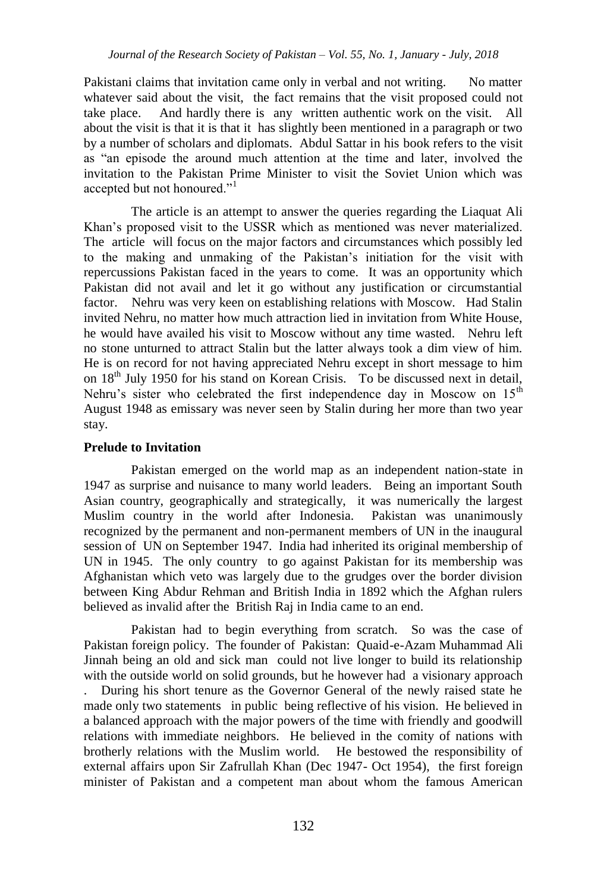Pakistani claims that invitation came only in verbal and not writing. No matter whatever said about the visit, the fact remains that the visit proposed could not take place. And hardly there is any written authentic work on the visit. All about the visit is that it is that it has slightly been mentioned in a paragraph or two by a number of scholars and diplomats. Abdul Sattar in his book refers to the visit as "an episode the around much attention at the time and later, involved the invitation to the Pakistan Prime Minister to visit the Soviet Union which was accepted but not honoured."[1]

The article is an attempt to answer the queries regarding the Liaquat Ali Khan's proposed visit to the USSR which as mentioned was never materialized. The article will focus on the major factors and circumstances which possibly led to the making and unmaking of the Pakistan's initiation for the visit with repercussions Pakistan faced in the years to come. It was an opportunity which Pakistan did not avail and let it go without any justification or circumstantial factor. Nehru was very keen on establishing relations with Moscow. Had Stalin invited Nehru, no matter how much attraction lied in invitation from White House, he would have availed his visit to Moscow without any time wasted. Nehru left no stone unturned to attract Stalin but the latter always took a dim view of him. He is on record for not having appreciated Nehru except in short message to him on 18th July 1950 for his stand on Korean Crisis. To be discussed next in detail, Nehru's sister who celebrated the first independence day in Moscow on 15th August 1948 as emissary was never seen by Stalin during her more than two year stay.

**Prelude to Invitation**

Pakistan emerged on the world map as an independent nation-state in 1947 as surprise and nuisance to many world leaders. Being an important South Asian country, geographically and strategically, it was numerically the largest Muslim country in the world after Indonesia. Pakistan was unanimously recognized by the permanent and non-permanent members of UN in the inaugural session of UN on September 1947. India had inherited its original membership of UN in 1945. The only country to go against Pakistan for its membership was Afghanistan which veto was largely due to the grudges over the border division between King Abdur Rehman and British India in 1892 which the Afghan rulers believed as invalid after the British Raj in India came to an end.

Pakistan had to begin everything from scratch. So was the case of Pakistan foreign policy. The founder of Pakistan: Quaid-e-Azam Muhammad Ali Jinnah being an old and sick man could not live longer to build its relationship with the outside world on solid grounds, but he however had a visionary approach . During his short tenure as the Governor General of the newly raised state he made only two statements in public being reflective of his vision. He believed in a balanced approach with the major powers of the time with friendly and goodwill relations with immediate neighbors. He believed in the comity of nations with brotherly relations with the Muslim world. He bestowed the responsibility of external affairs upon Sir Zafrullah Khan (Dec 1947- Oct 1954), the first foreign minister of Pakistan and a competent man about whom the famous American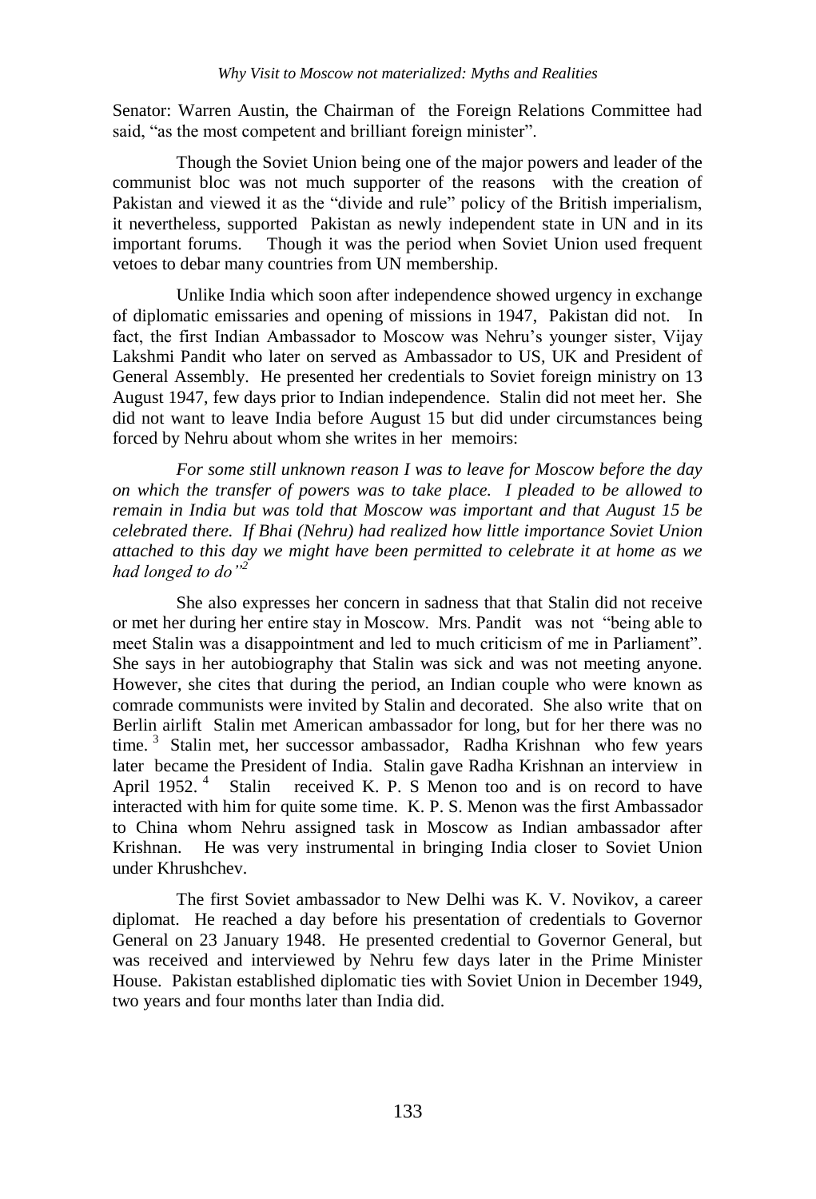Senator: Warren Austin, the Chairman of the Foreign Relations Committee had said, "as the most competent and brilliant foreign minister".

Though the Soviet Union being one of the major powers and leader of the communist bloc was not much supporter of the reasons with the creation of Pakistan and viewed it as the "divide and rule" policy of the British imperialism, it nevertheless, supported Pakistan as newly independent state in UN and in its important forums. Though it was the period when Soviet Union used frequent vetoes to debar many countries from UN membership.

Unlike India which soon after independence showed urgency in exchange of diplomatic emissaries and opening of missions in 1947, Pakistan did not. In fact, the first Indian Ambassador to Moscow was Nehru's younger sister, Vijay Lakshmi Pandit who later on served as Ambassador to US, UK and President of General Assembly. He presented her credentials to Soviet foreign ministry on 13 August 1947, few days prior to Indian independence. Stalin did not meet her. She did not want to leave India before August 15 but did under circumstances being forced by Nehru about whom she writes in her memoirs:

*For some still unknown reason I was to leave for Moscow before the day on which the transfer of powers was to take place. I pleaded to be allowed to remain in India but was told that Moscow was important and that August 15 be celebrated there. If Bhai (Nehru) had realized how little importance Soviet Union attached to this day we might have been permitted to celebrate it at home as we had longed to do"*[2]

She also expresses her concern in sadness that that Stalin did not receive or met her during her entire stay in Moscow. Mrs. Pandit was not "being able to meet Stalin was a disappointment and led to much criticism of me in Parliament". She says in her autobiography that Stalin was sick and was not meeting anyone. However, she cites that during the period, an Indian couple who were known as comrade communists were invited by Stalin and decorated. She also write that on Berlin airlift Stalin met American ambassador for long, but for her there was no time.[3] Stalin met, her successor ambassador, Radha Krishnan who few years later became the President of India. Stalin gave Radha Krishnan an interview in April 1952.[4] Stalin received K. P. S Menon too and is on record to have interacted with him for quite some time. K. P. S. Menon was the first Ambassador to China whom Nehru assigned task in Moscow as Indian ambassador after Krishnan. He was very instrumental in bringing India closer to Soviet Union under Khrushchev.

The first Soviet ambassador to New Delhi was K. V. Novikov, a career diplomat. He reached a day before his presentation of credentials to Governor General on 23 January 1948. He presented credential to Governor General, but was received and interviewed by Nehru few days later in the Prime Minister House. Pakistan established diplomatic ties with Soviet Union in December 1949, two years and four months later than India did.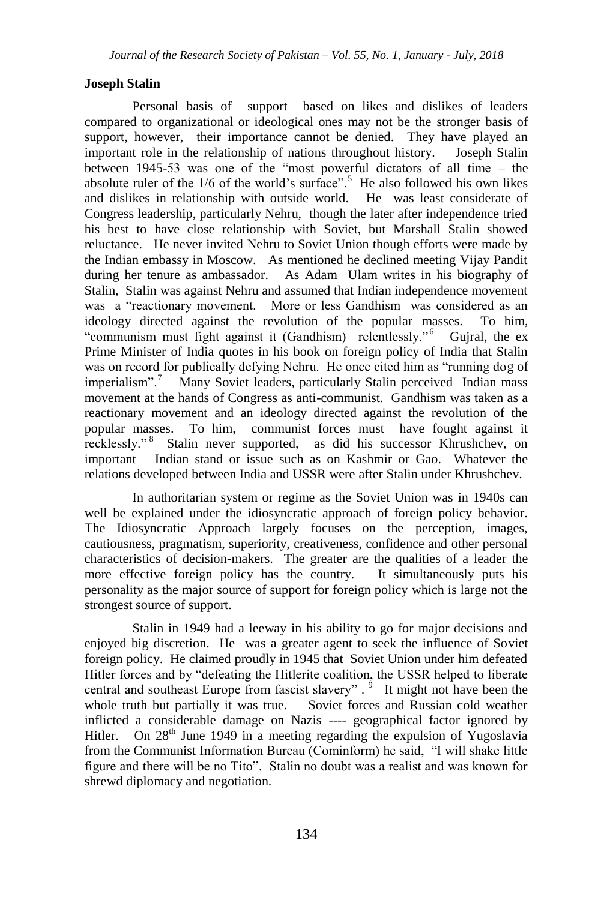**Joseph Stalin**

Personal basis of support based on likes and dislikes of leaders compared to organizational or ideological ones may not be the stronger basis of support, however, their importance cannot be denied. They have played an important role in the relationship of nations throughout history. Joseph Stalin between 1945-53 was one of the "most powerful dictators of all time – the absolute ruler of the 1/6 of the world's surface".[5] He also followed his own likes and dislikes in relationship with outside world. He was least considerate of Congress leadership, particularly Nehru, though the later after independence tried his best to have close relationship with Soviet, but Marshall Stalin showed reluctance. He never invited Nehru to Soviet Union though efforts were made by the Indian embassy in Moscow. As mentioned he declined meeting Vijay Pandit during her tenure as ambassador. As Adam Ulam writes in his biography of Stalin, Stalin was against Nehru and assumed that Indian independence movement was a "reactionary movement. More or less Gandhism was considered as an ideology directed against the revolution of the popular masses. To him, "communism must fight against it (Gandhism) relentlessly."[6] Gujral, the ex Prime Minister of India quotes in his book on foreign policy of India that Stalin was on record for publically defying Nehru. He once cited him as "running dog of imperialism".[7] Many Soviet leaders, particularly Stalin perceived Indian mass movement at the hands of Congress as anti-communist. Gandhism was taken as a reactionary movement and an ideology directed against the revolution of the popular masses. To him, communist forces must have fought against it recklessly."[8] Stalin never supported, as did his successor Khrushchev, on important Indian stand or issue such as on Kashmir or Gao. Whatever the relations developed between India and USSR were after Stalin under Khrushchev.

In authoritarian system or regime as the Soviet Union was in 1940s can well be explained under the idiosyncratic approach of foreign policy behavior. The Idiosyncratic Approach largely focuses on the perception, images, cautiousness, pragmatism, superiority, creativeness, confidence and other personal characteristics of decision-makers. The greater are the qualities of a leader the more effective foreign policy has the country. It simultaneously puts his personality as the major source of support for foreign policy which is large not the strongest source of support.

Stalin in 1949 had a leeway in his ability to go for major decisions and enjoyed big discretion. He was a greater agent to seek the influence of Soviet foreign policy. He claimed proudly in 1945 that Soviet Union under him defeated Hitler forces and by "defeating the Hitlerite coalition, the USSR helped to liberate central and southeast Europe from fascist slavery" .[9] It might not have been the whole truth but partially it was true. Soviet forces and Russian cold weather inflicted a considerable damage on Nazis ---- geographical factor ignored by Hitler. On 28th June 1949 in a meeting regarding the expulsion of Yugoslavia from the Communist Information Bureau (Cominform) he said, "I will shake little figure and there will be no Tito". Stalin no doubt was a realist and was known for shrewd diplomacy and negotiation.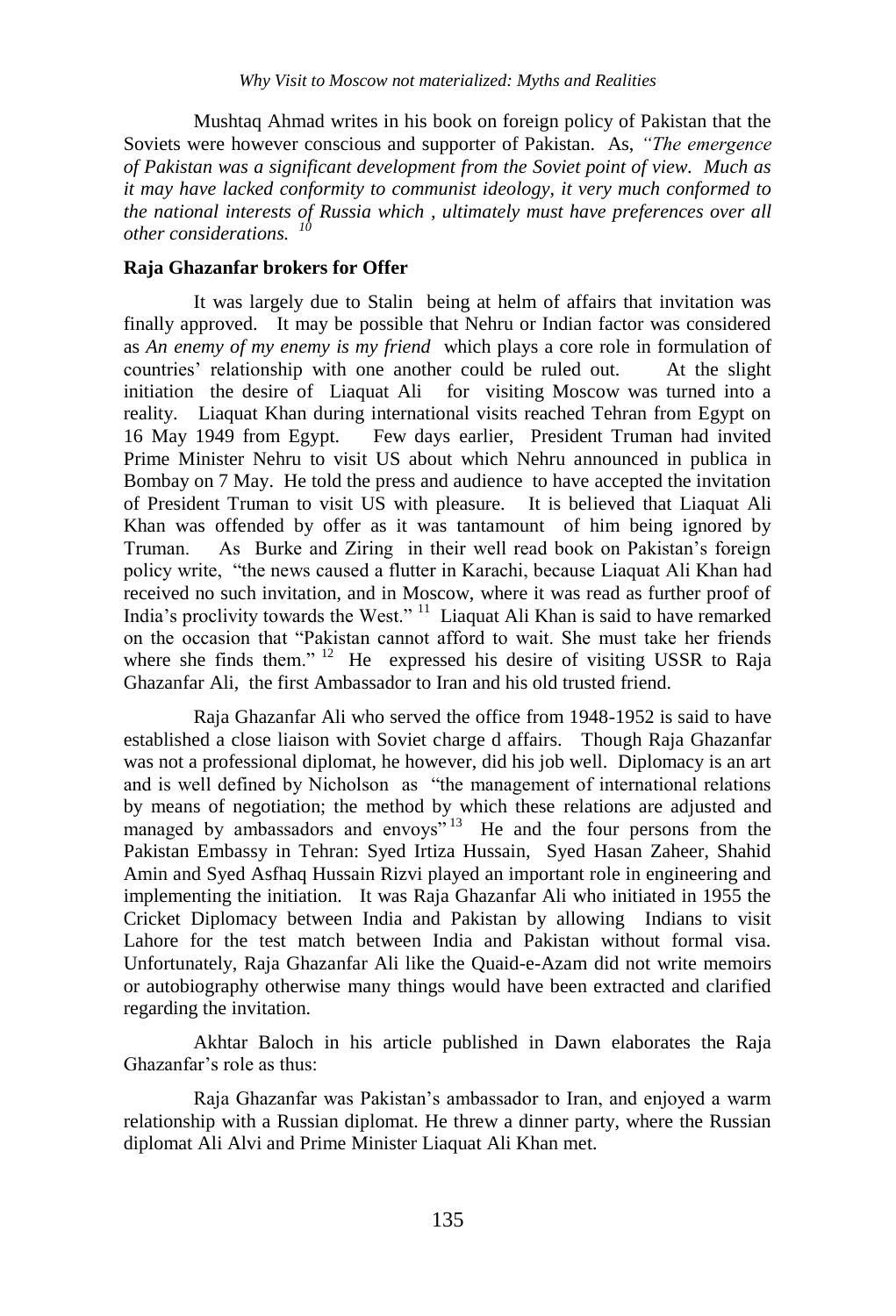Mushtaq Ahmad writes in his book on foreign policy of Pakistan that the Soviets were however conscious and supporter of Pakistan. As, *"The emergence of Pakistan was a significant development from the Soviet point of view. Much as it may have lacked conformity to communist ideology, it very much conformed to the national interests of Russia which , ultimately must have preferences over all other considerations.* [10]

**Raja Ghazanfar brokers for Offer**

It was largely due to Stalin being at helm of affairs that invitation was finally approved. It may be possible that Nehru or Indian factor was considered as *An enemy of my enemy is my friend* which plays a core role in formulation of countries' relationship with one another could be ruled out. At the slight initiation the desire of Liaquat Ali for visiting Moscow was turned into a reality. Liaquat Khan during international visits reached Tehran from Egypt on 16 May 1949 from Egypt. Few days earlier, President Truman had invited Prime Minister Nehru to visit US about which Nehru announced in publica in Bombay on 7 May. He told the press and audience to have accepted the invitation of President Truman to visit US with pleasure. It is believed that Liaquat Ali Khan was offended by offer as it was tantamount of him being ignored by Truman. As Burke and Ziring in their well read book on Pakistan's foreign policy write, "the news caused a flutter in Karachi, because Liaquat Ali Khan had received no such invitation, and in Moscow, where it was read as further proof of India's proclivity towards the West." [11] Liaquat Ali Khan is said to have remarked on the occasion that "Pakistan cannot afford to wait. She must take her friends where she finds them." [12] He expressed his desire of visiting USSR to Raja Ghazanfar Ali, the first Ambassador to Iran and his old trusted friend.

Raja Ghazanfar Ali who served the office from 1948-1952 is said to have established a close liaison with Soviet charge d affairs. Though Raja Ghazanfar was not a professional diplomat, he however, did his job well. Diplomacy is an art and is well defined by Nicholson as "the management of international relations by means of negotiation; the method by which these relations are adjusted and managed by ambassadors and envoys" [13] He and the four persons from the Pakistan Embassy in Tehran: Syed Irtiza Hussain, Syed Hasan Zaheer, Shahid Amin and Syed Asfhaq Hussain Rizvi played an important role in engineering and implementing the initiation. It was Raja Ghazanfar Ali who initiated in 1955 the Cricket Diplomacy between India and Pakistan by allowing Indians to visit Lahore for the test match between India and Pakistan without formal visa. Unfortunately, Raja Ghazanfar Ali like the Quaid-e-Azam did not write memoirs or autobiography otherwise many things would have been extracted and clarified regarding the invitation.

Akhtar Baloch in his article published in Dawn elaborates the Raja Ghazanfar's role as thus:

Raja Ghazanfar was Pakistan's ambassador to Iran, and enjoyed a warm relationship with a Russian diplomat. He threw a dinner party, where the Russian diplomat Ali Alvi and Prime Minister Liaquat Ali Khan met.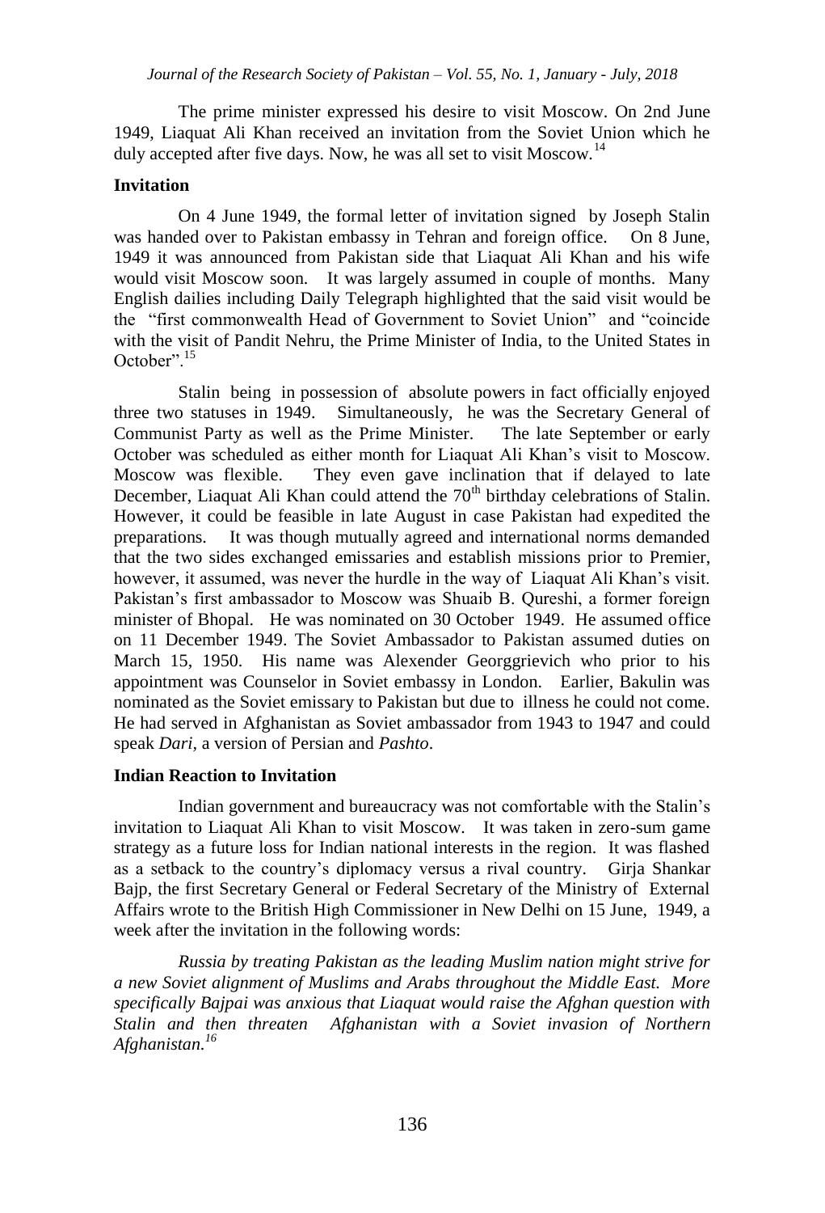The prime minister expressed his desire to visit Moscow. On 2nd June 1949, Liaquat Ali Khan received an invitation from the Soviet Union which he duly accepted after five days. Now, he was all set to visit Moscow.[14]

## Invitation

On 4 June 1949, the formal letter of invitation signed by Joseph Stalin was handed over to Pakistan embassy in Tehran and foreign office. On 8 June, 1949 it was announced from Pakistan side that Liaquat Ali Khan and his wife would visit Moscow soon. It was largely assumed in couple of months. Many English dailies including Daily Telegraph highlighted that the said visit would be the "first commonwealth Head of Government to Soviet Union" and "coincide with the visit of Pandit Nehru, the Prime Minister of India, to the United States in October".[15]

Stalin being in possession of absolute powers in fact officially enjoyed three two statuses in 1949. Simultaneously, he was the Secretary General of Communist Party as well as the Prime Minister. The late September or early October was scheduled as either month for Liaquat Ali Khan's visit to Moscow. Moscow was flexible. They even gave inclination that if delayed to late December, Liaquat Ali Khan could attend the 70th birthday celebrations of Stalin. However, it could be feasible in late August in case Pakistan had expedited the preparations. It was though mutually agreed and international norms demanded that the two sides exchanged emissaries and establish missions prior to Premier, however, it assumed, was never the hurdle in the way of Liaquat Ali Khan's visit. Pakistan's first ambassador to Moscow was Shuaib B. Qureshi, a former foreign minister of Bhopal. He was nominated on 30 October 1949. He assumed office on 11 December 1949. The Soviet Ambassador to Pakistan assumed duties on March 15, 1950. His name was Alexender Georggrievich who prior to his appointment was Counselor in Soviet embassy in London. Earlier, Bakulin was nominated as the Soviet emissary to Pakistan but due to illness he could not come. He had served in Afghanistan as Soviet ambassador from 1943 to 1947 and could speak *Dari*, a version of Persian and *Pashto*.

## Indian Reaction to Invitation

Indian government and bureaucracy was not comfortable with the Stalin's invitation to Liaquat Ali Khan to visit Moscow. It was taken in zero-sum game strategy as a future loss for Indian national interests in the region. It was flashed as a setback to the country's diplomacy versus a rival country. Girja Shankar Bajp, the first Secretary General or Federal Secretary of the Ministry of External Affairs wrote to the British High Commissioner in New Delhi on 15 June, 1949, a week after the invitation in the following words:

*Russia by treating Pakistan as the leading Muslim nation might strive for a new Soviet alignment of Muslims and Arabs throughout the Middle East. More specifically Bajpai was anxious that Liaquat would raise the Afghan question with Stalin and then threaten Afghanistan with a Soviet invasion of Northern Afghanistan.*[16]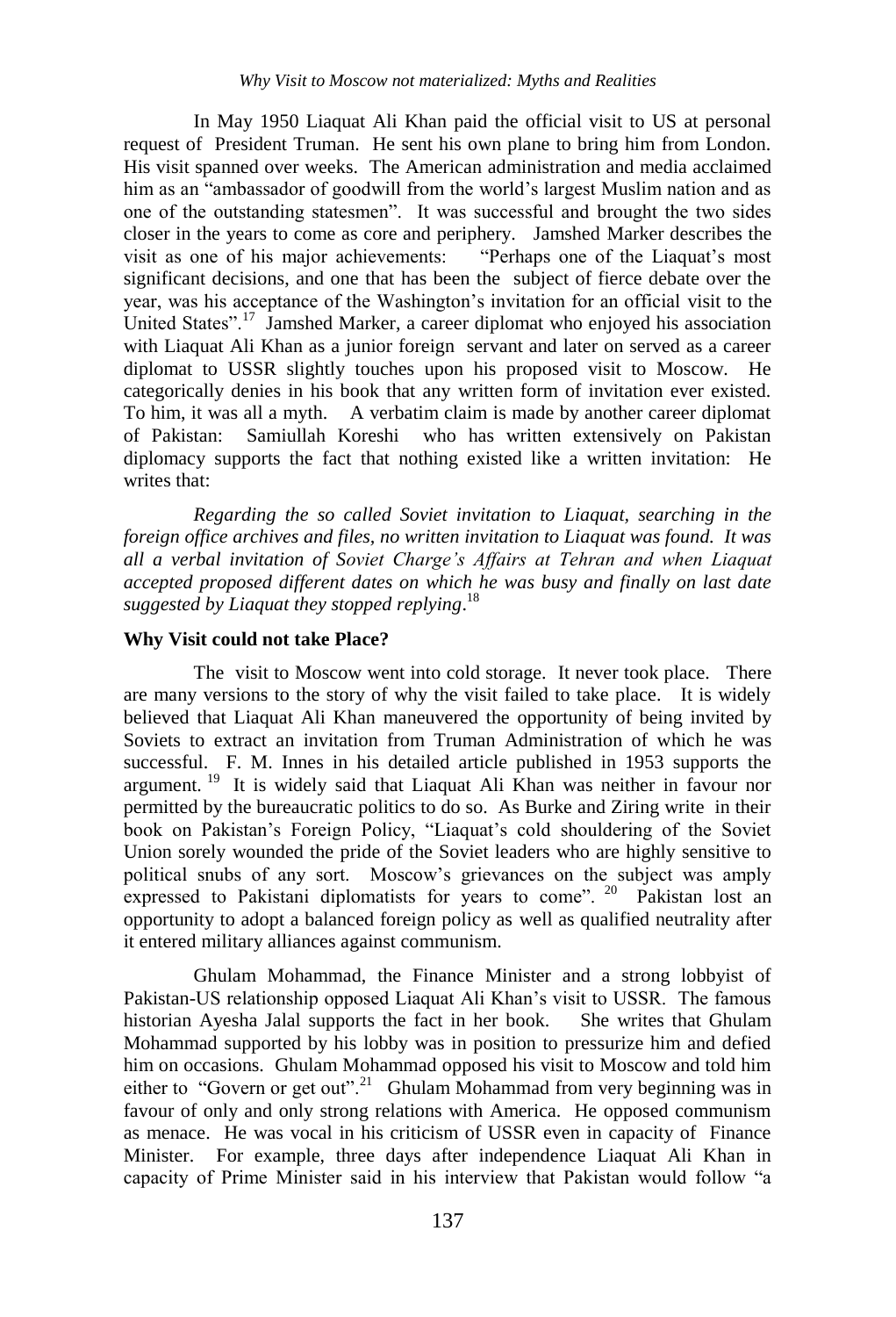In May 1950 Liaquat Ali Khan paid the official visit to US at personal request of President Truman. He sent his own plane to bring him from London. His visit spanned over weeks. The American administration and media acclaimed him as an "ambassador of goodwill from the world's largest Muslim nation and as one of the outstanding statesmen". It was successful and brought the two sides closer in the years to come as core and periphery. Jamshed Marker describes the visit as one of his major achievements: "Perhaps one of the Liaquat's most significant decisions, and one that has been the subject of fierce debate over the year, was his acceptance of the Washington's invitation for an official visit to the United States".[17] Jamshed Marker, a career diplomat who enjoyed his association with Liaquat Ali Khan as a junior foreign servant and later on served as a career diplomat to USSR slightly touches upon his proposed visit to Moscow. He categorically denies in his book that any written form of invitation ever existed. To him, it was all a myth. A verbatim claim is made by another career diplomat of Pakistan: Samiullah Koreshi who has written extensively on Pakistan diplomacy supports the fact that nothing existed like a written invitation: He writes that:

*Regarding the so called Soviet invitation to Liaquat, searching in the foreign office archives and files, no written invitation to Liaquat was found. It was all a verbal invitation of Soviet Charge's Affairs at Tehran and when Liaquat accepted proposed different dates on which he was busy and finally on last date suggested by Liaquat they stopped replying*.[18]

## Why Visit could not take Place?

The visit to Moscow went into cold storage. It never took place. There are many versions to the story of why the visit failed to take place. It is widely believed that Liaquat Ali Khan maneuvered the opportunity of being invited by Soviets to extract an invitation from Truman Administration of which he was successful. F. M. Innes in his detailed article published in 1953 supports the argument.[19] It is widely said that Liaquat Ali Khan was neither in favour nor permitted by the bureaucratic politics to do so. As Burke and Ziring write in their book on Pakistan's Foreign Policy, "Liaquat's cold shouldering of the Soviet Union sorely wounded the pride of the Soviet leaders who are highly sensitive to political snubs of any sort. Moscow's grievances on the subject was amply expressed to Pakistani diplomatists for years to come".[20] Pakistan lost an opportunity to adopt a balanced foreign policy as well as qualified neutrality after it entered military alliances against communism.

Ghulam Mohammad, the Finance Minister and a strong lobbyist of Pakistan-US relationship opposed Liaquat Ali Khan's visit to USSR. The famous historian Ayesha Jalal supports the fact in her book. She writes that Ghulam Mohammad supported by his lobby was in position to pressurize him and defied him on occasions. Ghulam Mohammad opposed his visit to Moscow and told him either to "Govern or get out".[21] Ghulam Mohammad from very beginning was in favour of only and only strong relations with America. He opposed communism as menace. He was vocal in his criticism of USSR even in capacity of Finance Minister. For example, three days after independence Liaquat Ali Khan in capacity of Prime Minister said in his interview that Pakistan would follow "a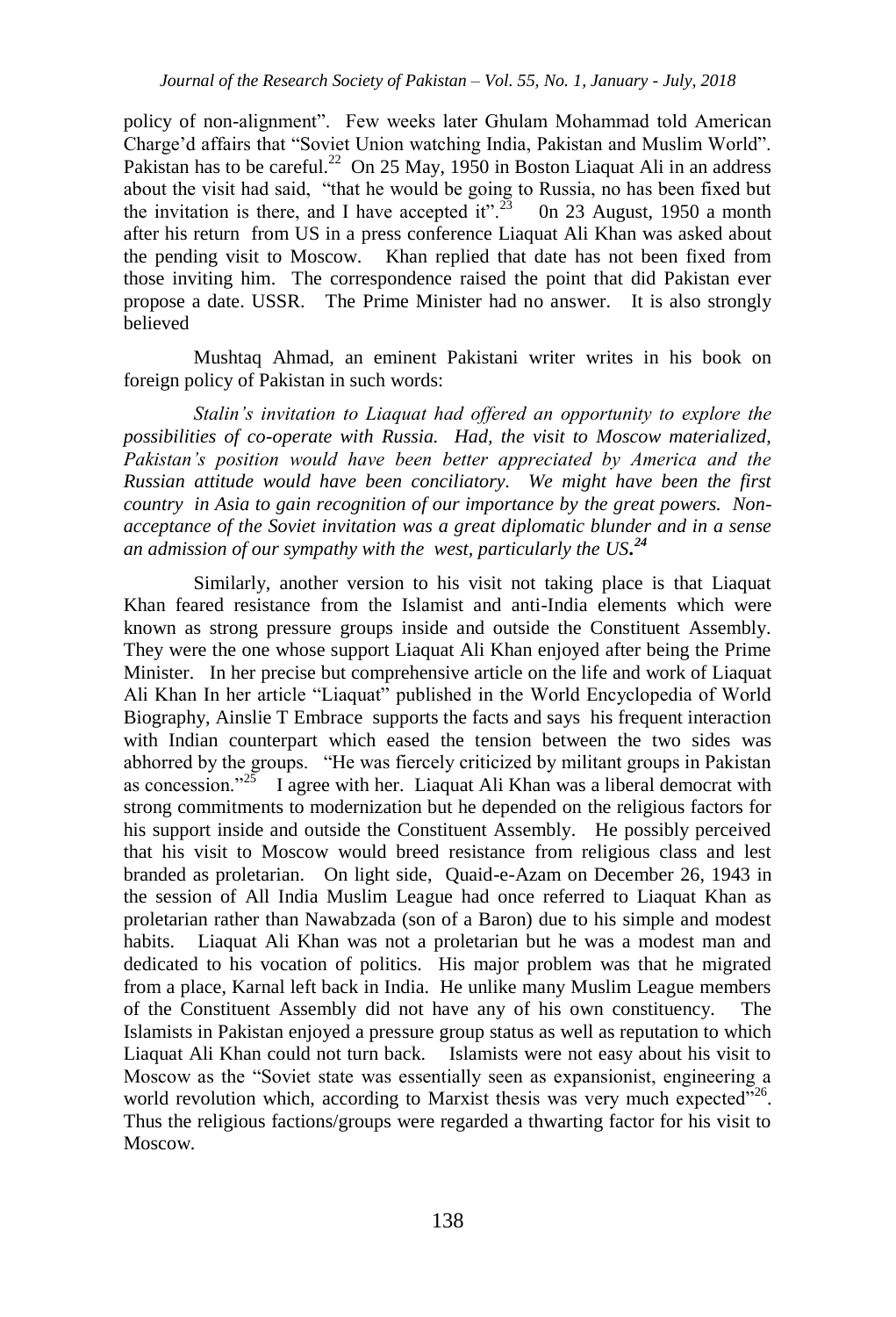policy of non-alignment". Few weeks later Ghulam Mohammad told American Charge'd affairs that "Soviet Union watching India, Pakistan and Muslim World". Pakistan has to be careful.[22] On 25 May, 1950 in Boston Liaquat Ali in an address about the visit had said, "that he would be going to Russia, no has been fixed but the invitation is there, and I have accepted it".[23] 0n 23 August, 1950 a month after his return from US in a press conference Liaquat Ali Khan was asked about the pending visit to Moscow. Khan replied that date has not been fixed from those inviting him. The correspondence raised the point that did Pakistan ever propose a date. USSR. The Prime Minister had no answer. It is also strongly believed

Mushtaq Ahmad, an eminent Pakistani writer writes in his book on foreign policy of Pakistan in such words:

*Stalin's invitation to Liaquat had offered an opportunity to explore the possibilities of co-operate with Russia. Had, the visit to Moscow materialized, Pakistan's position would have been better appreciated by America and the Russian attitude would have been conciliatory. We might have been the first country in Asia to gain recognition of our importance by the great powers. Non-acceptance of the Soviet invitation was a great diplomatic blunder and in a sense an admission of our sympathy with the west, particularly the US.***[24]**

Similarly, another version to his visit not taking place is that Liaquat Khan feared resistance from the Islamist and anti-India elements which were known as strong pressure groups inside and outside the Constituent Assembly. They were the one whose support Liaquat Ali Khan enjoyed after being the Prime Minister. In her precise but comprehensive article on the life and work of Liaquat Ali Khan In her article "Liaquat" published in the World Encyclopedia of World Biography, Ainslie T Embrace supports the facts and says his frequent interaction with Indian counterpart which eased the tension between the two sides was abhorred by the groups. "He was fiercely criticized by militant groups in Pakistan as concession."[25] I agree with her. Liaquat Ali Khan was a liberal democrat with strong commitments to modernization but he depended on the religious factors for his support inside and outside the Constituent Assembly. He possibly perceived that his visit to Moscow would breed resistance from religious class and lest branded as proletarian. On light side, Quaid-e-Azam on December 26, 1943 in the session of All India Muslim League had once referred to Liaquat Khan as proletarian rather than Nawabzada (son of a Baron) due to his simple and modest habits. Liaquat Ali Khan was not a proletarian but he was a modest man and dedicated to his vocation of politics. His major problem was that he migrated from a place, Karnal left back in India. He unlike many Muslim League members of the Constituent Assembly did not have any of his own constituency. The Islamists in Pakistan enjoyed a pressure group status as well as reputation to which Liaquat Ali Khan could not turn back. Islamists were not easy about his visit to Moscow as the "Soviet state was essentially seen as expansionist, engineering a world revolution which, according to Marxist thesis was very much expected"[26]. Thus the religious factions/groups were regarded a thwarting factor for his visit to Moscow.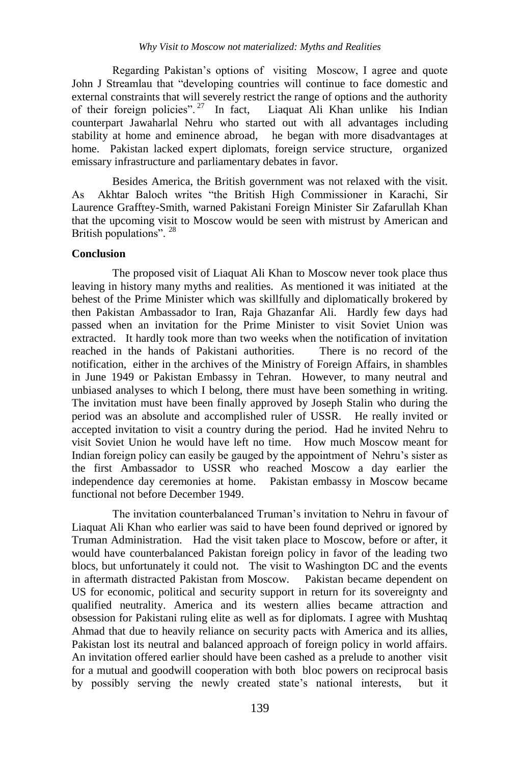Regarding Pakistan's options of visiting Moscow, I agree and quote John J Streamlau that "developing countries will continue to face domestic and external constraints that will severely restrict the range of options and the authority of their foreign policies".[27] In fact, Liaquat Ali Khan unlike his Indian counterpart Jawaharlal Nehru who started out with all advantages including stability at home and eminence abroad, he began with more disadvantages at home. Pakistan lacked expert diplomats, foreign service structure, organized emissary infrastructure and parliamentary debates in favor.

Besides America, the British government was not relaxed with the visit. As Akhtar Baloch writes "the British High Commissioner in Karachi, Sir Laurence Grafftey-Smith, warned Pakistani Foreign Minister Sir Zafarullah Khan that the upcoming visit to Moscow would be seen with mistrust by American and British populations".[28]

**Conclusion**

The proposed visit of Liaquat Ali Khan to Moscow never took place thus leaving in history many myths and realities. As mentioned it was initiated at the behest of the Prime Minister which was skillfully and diplomatically brokered by then Pakistan Ambassador to Iran, Raja Ghazanfar Ali. Hardly few days had passed when an invitation for the Prime Minister to visit Soviet Union was extracted. It hardly took more than two weeks when the notification of invitation reached in the hands of Pakistani authorities. There is no record of the notification, either in the archives of the Ministry of Foreign Affairs, in shambles in June 1949 or Pakistan Embassy in Tehran. However, to many neutral and unbiased analyses to which I belong, there must have been something in writing. The invitation must have been finally approved by Joseph Stalin who during the period was an absolute and accomplished ruler of USSR. He really invited or accepted invitation to visit a country during the period. Had he invited Nehru to visit Soviet Union he would have left no time. How much Moscow meant for Indian foreign policy can easily be gauged by the appointment of Nehru's sister as the first Ambassador to USSR who reached Moscow a day earlier the independence day ceremonies at home. Pakistan embassy in Moscow became functional not before December 1949.

The invitation counterbalanced Truman's invitation to Nehru in favour of Liaquat Ali Khan who earlier was said to have been found deprived or ignored by Truman Administration. Had the visit taken place to Moscow, before or after, it would have counterbalanced Pakistan foreign policy in favor of the leading two blocs, but unfortunately it could not. The visit to Washington DC and the events in aftermath distracted Pakistan from Moscow. Pakistan became dependent on US for economic, political and security support in return for its sovereignty and qualified neutrality. America and its western allies became attraction and obsession for Pakistani ruling elite as well as for diplomats. I agree with Mushtaq Ahmad that due to heavily reliance on security pacts with America and its allies, Pakistan lost its neutral and balanced approach of foreign policy in world affairs. An invitation offered earlier should have been cashed as a prelude to another visit for a mutual and goodwill cooperation with both bloc powers on reciprocal basis by possibly serving the newly created state's national interests, but it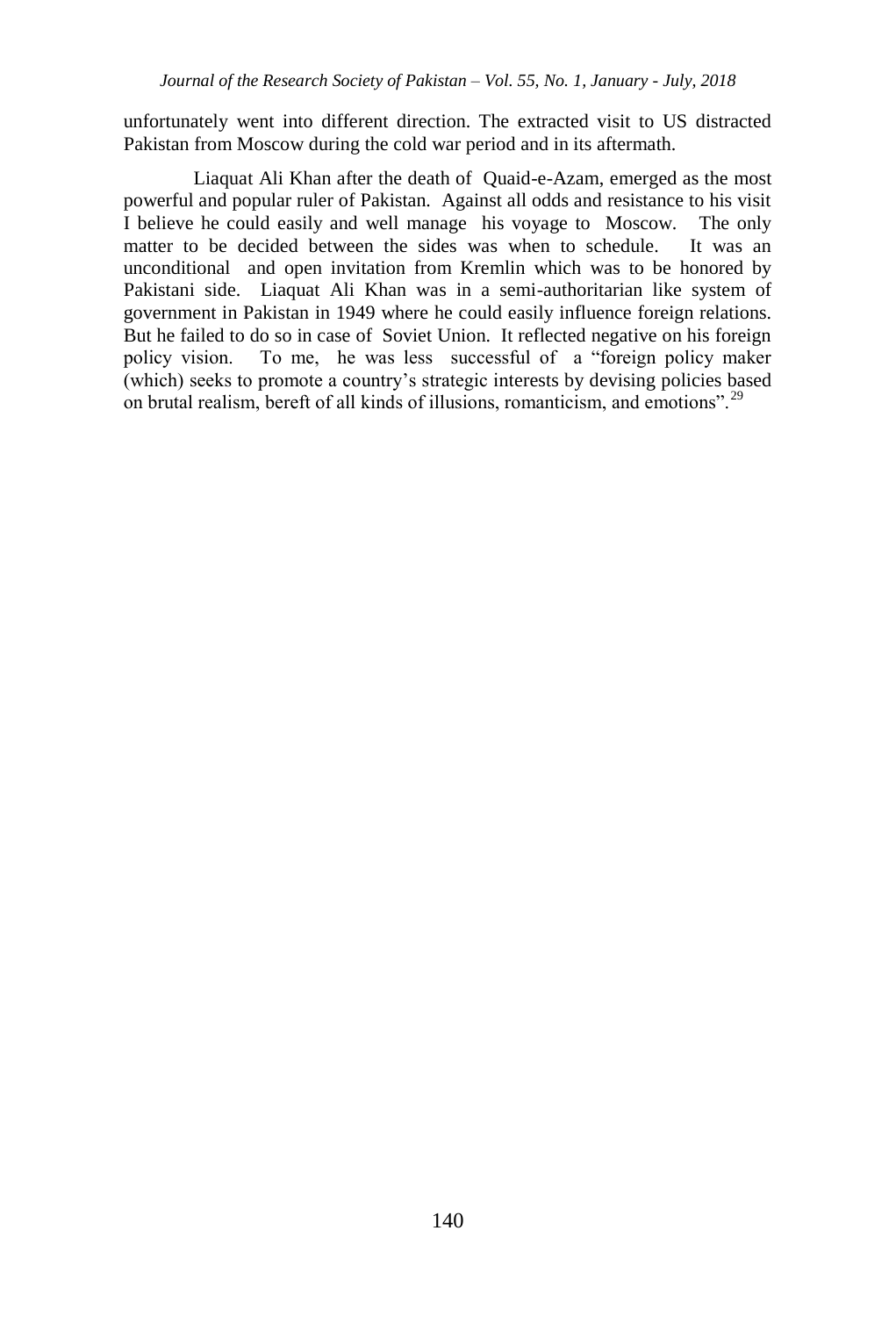unfortunately went into different direction. The extracted visit to US distracted Pakistan from Moscow during the cold war period and in its aftermath.

Liaquat Ali Khan after the death of Quaid-e-Azam, emerged as the most powerful and popular ruler of Pakistan. Against all odds and resistance to his visit I believe he could easily and well manage his voyage to Moscow. The only matter to be decided between the sides was when to schedule. It was an unconditional and open invitation from Kremlin which was to be honored by Pakistani side. Liaquat Ali Khan was in a semi-authoritarian like system of government in Pakistan in 1949 where he could easily influence foreign relations. But he failed to do so in case of Soviet Union. It reflected negative on his foreign policy vision. To me, he was less successful of a "foreign policy maker (which) seeks to promote a country's strategic interests by devising policies based on brutal realism, bereft of all kinds of illusions, romanticism, and emotions".[29]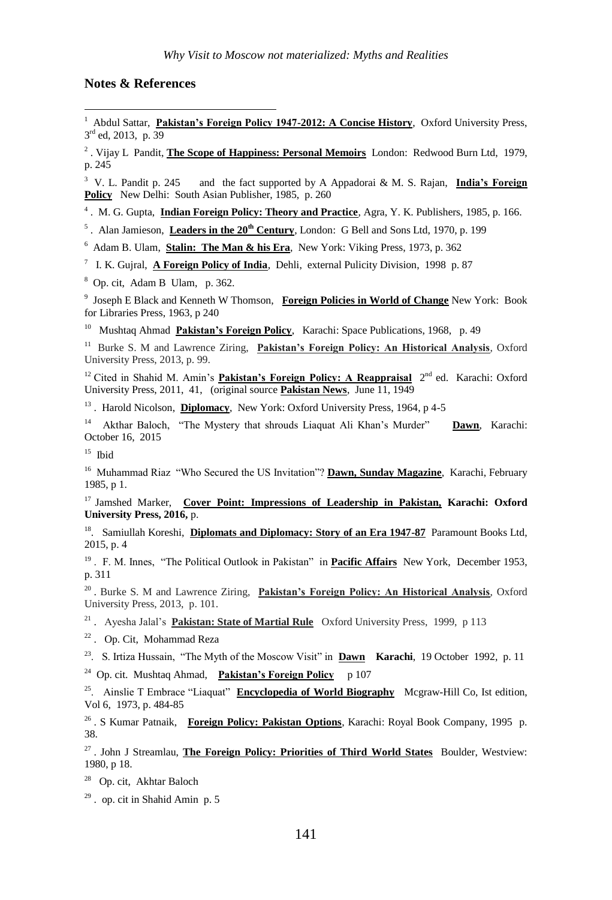## Notes & References

1 Abdul Sattar, **Pakistan's Foreign Policy 1947-2012: A Concise History**, Oxford University Press, 3rd ed, 2013, p. 39

2 . Vijay L Pandit, **The Scope of Happiness: Personal Memoirs** London: Redwood Burn Ltd, 1979, p. 245

3 V. L. Pandit p. 245 and the fact supported by A Appadorai & M. S. Rajan, **India's Foreign Policy** New Delhi: South Asian Publisher, 1985, p. 260

4 . M. G. Gupta, **Indian Foreign Policy: Theory and Practice**, Agra, Y. K. Publishers, 1985, p. 166.

5 . Alan Jamieson, **Leaders in the 20th Century**, London: G Bell and Sons Ltd, 1970, p. 199

6 Adam B. Ulam, **Stalin: The Man & his Era**, New York: Viking Press, 1973, p. 362

7 I. K. Gujral, **A Foreign Policy of India**, Dehli, external Pulicity Division, 1998 p. 87

8 Op. cit, Adam B Ulam, p. 362.

9 Joseph E Black and Kenneth W Thomson, **Foreign Policies in World of Change** New York: Book for Libraries Press, 1963, p 240

10 Mushtaq Ahmad **Pakistan's Foreign Policy**, Karachi: Space Publications, 1968, p. 49

11 Burke S. M and Lawrence Ziring, **Pakistan's Foreign Policy: An Historical Analysis**, Oxford University Press, 2013, p. 99.

12 Cited in Shahid M. Amin's **Pakistan's Foreign Policy: A Reappraisal** 2nd ed. Karachi: Oxford University Press, 2011, 41, (original source **Pakistan News**, June 11, 1949

13 . Harold Nicolson, **Diplomacy**, New York: Oxford University Press, 1964, p 4-5

14 Akthar Baloch, "The Mystery that shrouds Liaquat Ali Khan's Murder" **Dawn**, Karachi: October 16, 2015

15 Ibid

16 Muhammad Riaz "Who Secured the US Invitation"? **Dawn, Sunday Magazine**, Karachi, February 1985, p 1.

17 Jamshed Marker, **Cover Point: Impressions of Leadership in Pakistan, Karachi: Oxford University Press, 2016,** p.

18. Samiullah Koreshi, **Diplomats and Diplomacy: Story of an Era 1947-87** Paramount Books Ltd, 2015, p. 4

19 . F. M. Innes, "The Political Outlook in Pakistan" in **Pacific Affairs** New York, December 1953, p. 311

20 . Burke S. M and Lawrence Ziring, **Pakistan's Foreign Policy: An Historical Analysis**, Oxford University Press, 2013, p. 101.

21 . Ayesha Jalal's **Pakistan: State of Martial Rule** Oxford University Press, 1999, p 113

22 . Op. Cit, Mohammad Reza

23. S. Irtiza Hussain, "The Myth of the Moscow Visit" in **Dawn Karachi**, 19 October 1992, p. 11

24 Op. cit. Mushtaq Ahmad, **Pakistan's Foreign Policy** p 107

25. Ainslie T Embrace "Liaquat" **Encyclopedia of World Biography** Mcgraw-Hill Co, Ist edition, Vol 6, 1973, p. 484-85

26 . S Kumar Patnaik, **Foreign Policy: Pakistan Options**, Karachi: Royal Book Company, 1995 p. 38.

27 . John J Streamlau, **The Foreign Policy: Priorities of Third World States** Boulder, Westview: 1980, p 18.

28 Op. cit, Akhtar Baloch

29 . op. cit in Shahid Amin p. 5